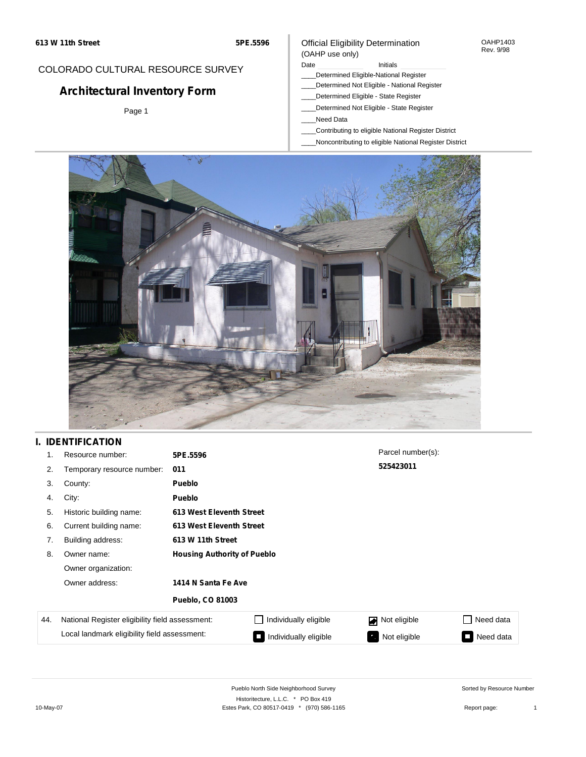COLORADO CULTURAL RESOURCE SURVEY

# Architectural Inventory Form

Page 1

Official Eligibility Determination
(OAHP use only)

OAHP1403
Rev. 9/98

Date ____________ Initials ____________

____Determined Eligible-National Register
____Determined Not Eligible - National Register
____Determined Eligible - State Register
____Determined Not Eligible - State Register
____Need Data
____Contributing to eligible National Register District
____Noncontributing to eligible National Register District

## I. IDENTIFICATION

| | | |
|---|---|---|
| 1. | Resource number: | **5PE.5596** |
| 2. | Temporary resource number: | **011** |
| 3. | County: | **Pueblo** |
| 4. | City: | **Pueblo** |
| 5. | Historic building name: | **613 West Eleventh Street** |
| 6. | Current building name: | **613 West Eleventh Street** |
| 7. | Building address: | **613 W 11th Street** |
| 8. | Owner name: | **Housing Authority of Pueblo** |
| | Owner organization: | |
| | Owner address: | **1414 N Santa Fe Ave** |
| | | **Pueblo, CO 81003** |

Parcel number(s):
**525423011**

| | | | | |
|---|---|---|---|---|
| 44. National Register eligibility field assessment: | ☐ Individually eligible | ☑ Not eligible | ☐ Need data |
| Local landmark eligibility field assessment: | ☐ Individually eligible | ☐ Not eligible | ☐ Need data |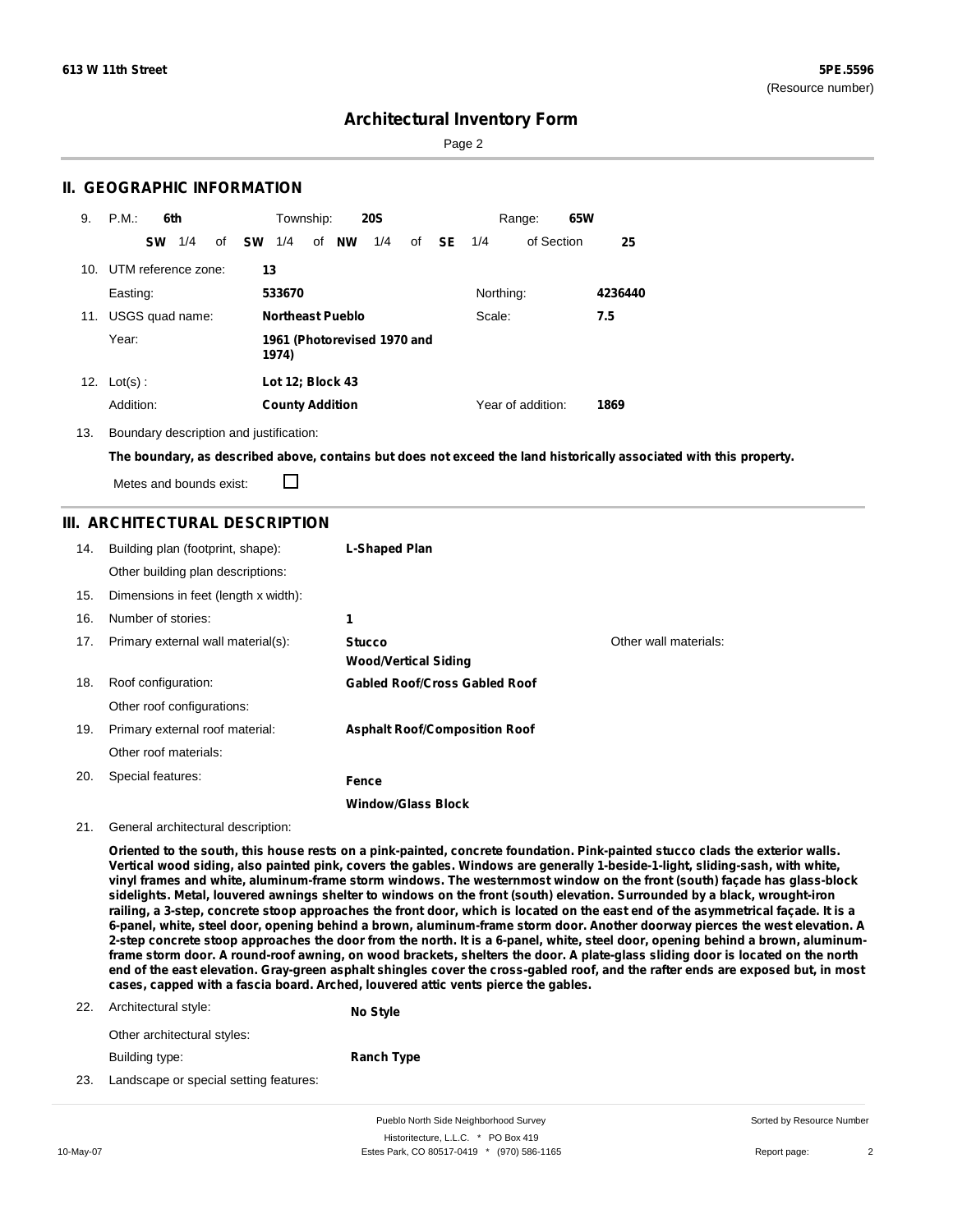# Architectural Inventory Form

## II. GEOGRAPHIC INFORMATION

9. P.M.: **6th** Township: **20S** Range: **65W**

**SW** 1/4 of **SW** 1/4 of **NW** 1/4 of **SE** 1/4 of Section **25**

10. UTM reference zone: **13**

Easting: **533670** Northing: **4236440**

11. USGS quad name: **Northeast Pueblo** Scale: **7.5**

Year: **1961 (Photorevised 1970 and 1974)**

12. Lot(s) : **Lot 12; Block 43**

Addition: **County Addition** Year of addition: **1869**

13. Boundary description and justification:

**The boundary, as described above, contains but does not exceed the land historically associated with this property.**

Metes and bounds exist: ☐

## III. ARCHITECTURAL DESCRIPTION

14. Building plan (footprint, shape): **L-Shaped Plan**

Other building plan descriptions:

15. Dimensions in feet (length x width):

16. Number of stories: **1**

17. Primary external wall material(s): **Stucco**, **Wood/Vertical Siding** Other wall materials:

18. Roof configuration: **Gabled Roof/Cross Gabled Roof**

Other roof configurations:

19. Primary external roof material: **Asphalt Roof/Composition Roof**

Other roof materials:

20. Special features: **Fence**, **Window/Glass Block**

21. General architectural description:

**Oriented to the south, this house rests on a pink-painted, concrete foundation. Pink-painted stucco clads the exterior walls. Vertical wood siding, also painted pink, covers the gables. Windows are generally 1-beside-1-light, sliding-sash, with white, vinyl frames and white, aluminum-frame storm windows. The westernmost window on the front (south) façade has glass-block sidelights. Metal, louvered awnings shelter to windows on the front (south) elevation. Surrounded by a black, wrought-iron railing, a 3-step, concrete stoop approaches the front door, which is located on the east end of the asymmetrical façade. It is a 6-panel, white, steel door, opening behind a brown, aluminum-frame storm door. Another doorway pierces the west elevation. A 2-step concrete stoop approaches the door from the north. It is a 6-panel, white, steel door, opening behind a brown, aluminum-frame storm door. A round-roof awning, on wood brackets, shelters the door. A plate-glass sliding door is located on the north end of the east elevation. Gray-green asphalt shingles cover the cross-gabled roof, and the rafter ends are exposed but, in most cases, capped with a fascia board. Arched, louvered attic vents pierce the gables.**

22. Architectural style: **No Style**

Other architectural styles:

Building type: **Ranch Type**

23. Landscape or special setting features: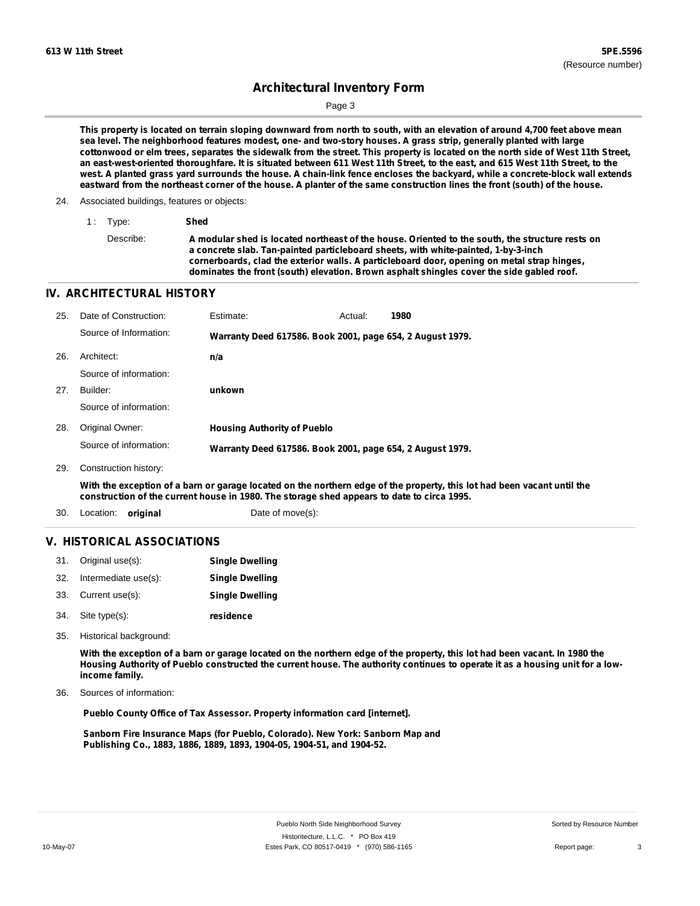This property is located on terrain sloping downward from north to south, with an elevation of around 4,700 feet above mean sea level. The neighborhood features modest, one- and two-story houses. A grass strip, generally planted with large cottonwood or elm trees, separates the sidewalk from the street. This property is located on the north side of West 11th Street, an east-west-oriented thoroughfare. It is situated between 611 West 11th Street, to the east, and 615 West 11th Street, to the west. A planted grass yard surrounds the house. A chain-link fence encloses the backyard, while a concrete-block wall extends eastward from the northeast corner of the house. A planter of the same construction lines the front (south) of the house.

24. Associated buildings, features or objects:

1 : Type: **Shed**

Describe: **A modular shed is located northeast of the house. Oriented to the south, the structure rests on a concrete slab. Tan-painted particleboard sheets, with white-painted, 1-by-3-inch cornerboards, clad the exterior walls. A particleboard door, opening on metal strap hinges, dominates the front (south) elevation. Brown asphalt shingles cover the side gabled roof.**

## IV. ARCHITECTURAL HISTORY

25. Date of Construction: Estimate: Actual: **1980**

Source of Information: **Warranty Deed 617586. Book 2001, page 654, 2 August 1979.**

26. Architect: **n/a**

Source of information:

27. Builder: **unkown**

Source of information:

28. Original Owner: **Housing Authority of Pueblo**

Source of information: **Warranty Deed 617586. Book 2001, page 654, 2 August 1979.**

29. Construction history:

**With the exception of a barn or garage located on the northern edge of the property, this lot had been vacant until the construction of the current house in 1980. The storage shed appears to date to circa 1995.**

30. Location: **original** Date of move(s):

## V. HISTORICAL ASSOCIATIONS

31. Original use(s): **Single Dwelling**
32. Intermediate use(s): **Single Dwelling**
33. Current use(s): **Single Dwelling**
34. Site type(s): **residence**
35. Historical background:

**With the exception of a barn or garage located on the northern edge of the property, this lot had been vacant. In 1980 the Housing Authority of Pueblo constructed the current house. The authority continues to operate it as a housing unit for a low-income family.**

36. Sources of information:

**Pueblo County Office of Tax Assessor. Property information card [internet].**

**Sanborn Fire Insurance Maps (for Pueblo, Colorado). New York: Sanborn Map and Publishing Co., 1883, 1886, 1889, 1893, 1904-05, 1904-51, and 1904-52.**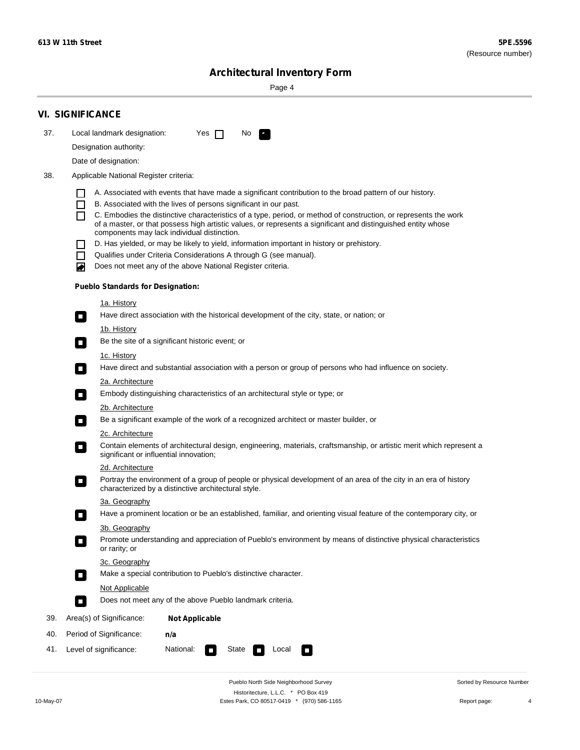# Architectural Inventory Form

## VI. SIGNIFICANCE

37. Local landmark designation: Yes ☐ No ☑

Designation authority:

Date of designation:

38. Applicable National Register criteria:

- ☐ A. Associated with events that have made a significant contribution to the broad pattern of our history.
- ☐ B. Associated with the lives of persons significant in our past.
- ☐ C. Embodies the distinctive characteristics of a type, period, or method of construction, or represents the work of a master, or that possess high artistic values, or represents a significant and distinguished entity whose components may lack individual distinction.
- ☐ D. Has yielded, or may be likely to yield, information important in history or prehistory.
- ☐ Qualifies under Criteria Considerations A through G (see manual).
- ☑ Does not meet any of the above National Register criteria.

**Pueblo Standards for Designation:**

1a. History
- ☐ Have direct association with the historical development of the city, state, or nation; or

1b. History
- ☐ Be the site of a significant historic event; or

1c. History
- ☐ Have direct and substantial association with a person or group of persons who had influence on society.

2a. Architecture
- ☐ Embody distinguishing characteristics of an architectural style or type; or

2b. Architecture
- ☐ Be a significant example of the work of a recognized architect or master builder, or

2c. Architecture
- ☐ Contain elements of architectural design, engineering, materials, craftsmanship, or artistic merit which represent a significant or influential innovation;

2d. Architecture
- ☐ Portray the environment of a group of people or physical development of an area of the city in an era of history characterized by a distinctive architectural style.

3a. Geography
- ☐ Have a prominent location or be an established, familiar, and orienting visual feature of the contemporary city, or

3b. Geography
- ☐ Promote understanding and appreciation of Pueblo's environment by means of distinctive physical characteristics or rarity; or

3c. Geography
- ☐ Make a special contribution to Pueblo's distinctive character.

Not Applicable
- ☐ Does not meet any of the above Pueblo landmark criteria.

39. Area(s) of Significance: **Not Applicable**

40. Period of Significance: **n/a**

41. Level of significance: National: ☐ State ☐ Local ☐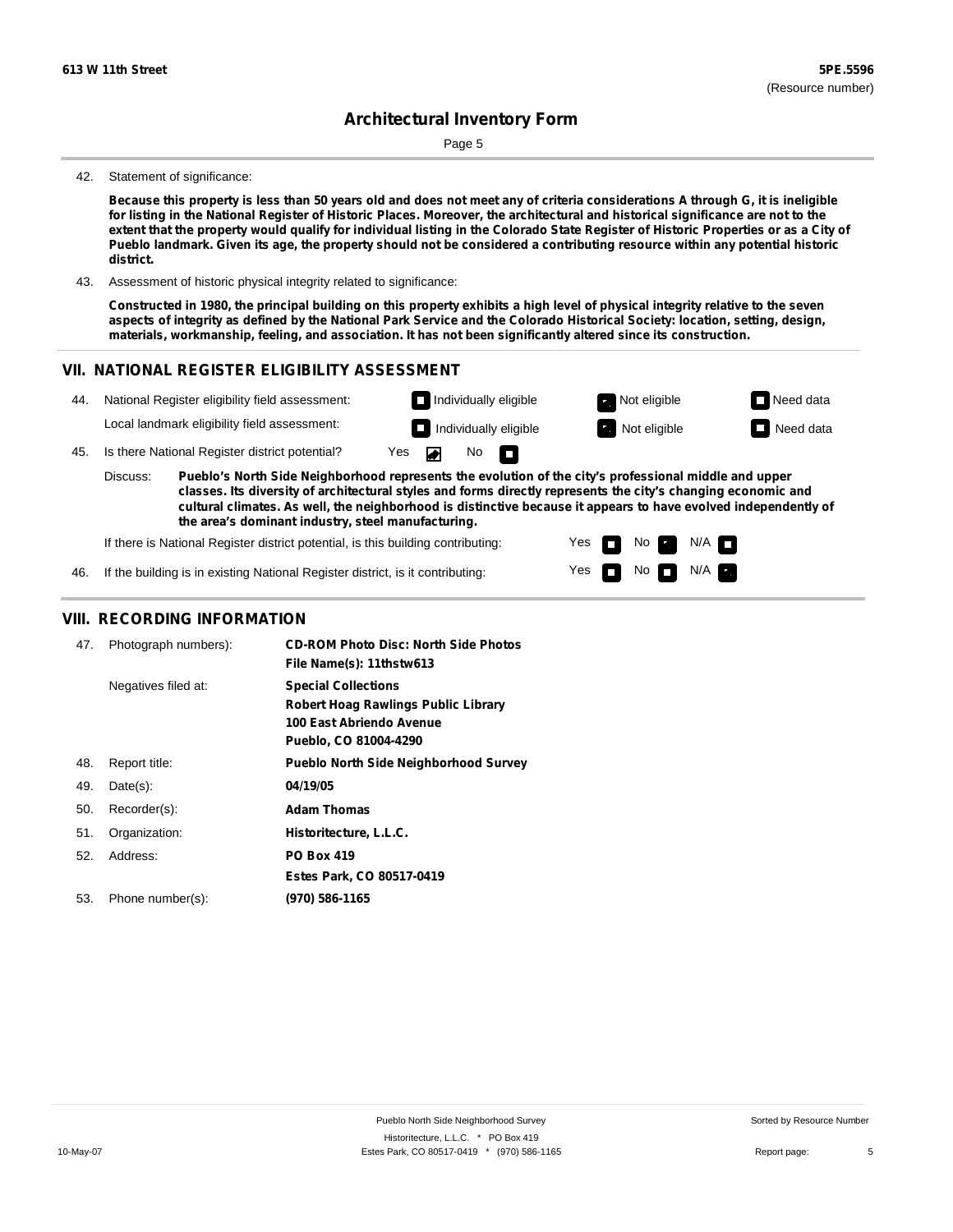# Architectural Inventory Form

42. Statement of significance:

**Because this property is less than 50 years old and does not meet any of criteria considerations A through G, it is ineligible for listing in the National Register of Historic Places. Moreover, the architectural and historical significance are not to the extent that the property would qualify for individual listing in the Colorado State Register of Historic Properties or as a City of Pueblo landmark. Given its age, the property should not be considered a contributing resource within any potential historic district.**

43. Assessment of historic physical integrity related to significance:

**Constructed in 1980, the principal building on this property exhibits a high level of physical integrity relative to the seven aspects of integrity as defined by the National Park Service and the Colorado Historical Society: location, setting, design, materials, workmanship, feeling, and association. It has not been significantly altered since its construction.**

## VII. NATIONAL REGISTER ELIGIBILITY ASSESSMENT

44. National Register eligibility field assessment: Individually eligible / **Not eligible [X]** / Need data

Local landmark eligibility field assessment: Individually eligible / **Not eligible [X]** / Need data

45. Is there National Register district potential? **Yes [X]** No

Discuss: **Pueblo's North Side Neighborhood represents the evolution of the city's professional middle and upper classes. Its diversity of architectural styles and forms directly represents the city's changing economic and cultural climates. As well, the neighborhood is distinctive because it appears to have evolved independently of the area's dominant industry, steel manufacturing.**

If there is National Register district potential, is this building contributing: Yes / **No [X]** / N/A

46. If the building is in existing National Register district, is it contributing: Yes / No / **N/A [X]**

## VIII. RECORDING INFORMATION

| | | |
|---|---|---|
| 47. | Photograph numbers): | **CD-ROM Photo Disc: North Side Photos**<br>**File Name(s): 11thstw613** |
| | Negatives filed at: | **Special Collections**<br>**Robert Hoag Rawlings Public Library**<br>**100 East Abriendo Avenue**<br>**Pueblo, CO 81004-4290** |
| 48. | Report title: | **Pueblo North Side Neighborhood Survey** |
| 49. | Date(s): | **04/19/05** |
| 50. | Recorder(s): | **Adam Thomas** |
| 51. | Organization: | **Historitecture, L.L.C.** |
| 52. | Address: | **PO Box 419**<br>**Estes Park, CO 80517-0419** |
| 53. | Phone number(s): | **(970) 586-1165** |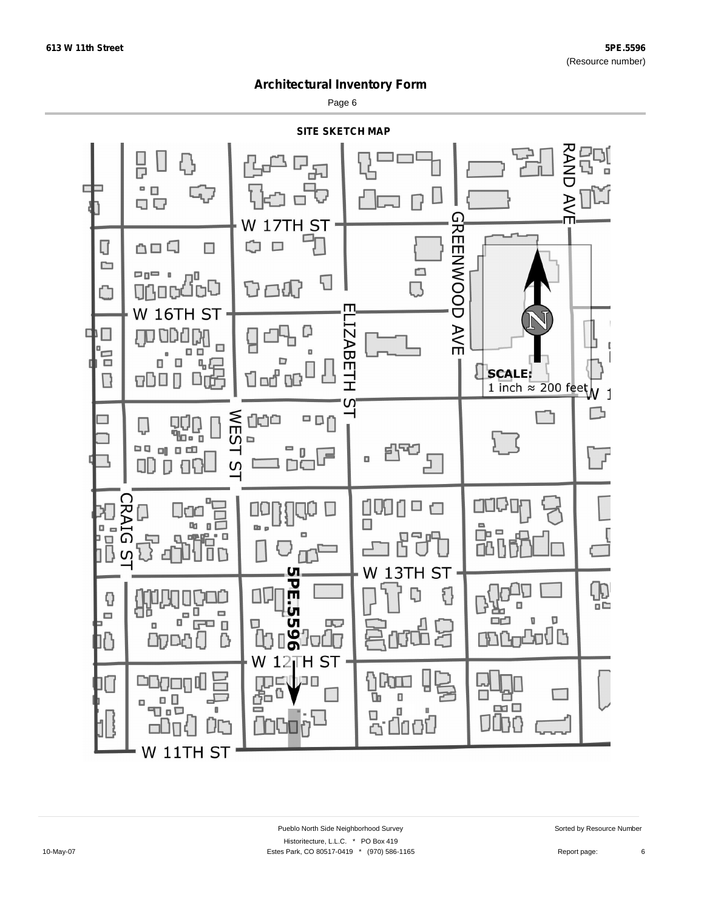613 W 11th Street

5PE.5596
(Resource number)

# Architectural Inventory Form

Page 6

## SITE SKETCH MAP

W 17TH ST

W 16TH ST

ELIZABETH ST

GREENWOOD AVE

RAND AVE

WEST ST

CRAIG ST

W 13TH ST

W 12TH ST

W 11TH ST

5PE.5596

SCALE:
1 inch ≈ 200 feet

Pueblo North Side Neighborhood Survey

Sorted by Resource Number

Historitecture, L.L.C. * PO Box 419

10-May-07

Estes Park, CO 80517-0419 * (970) 586-1165

Report page: 6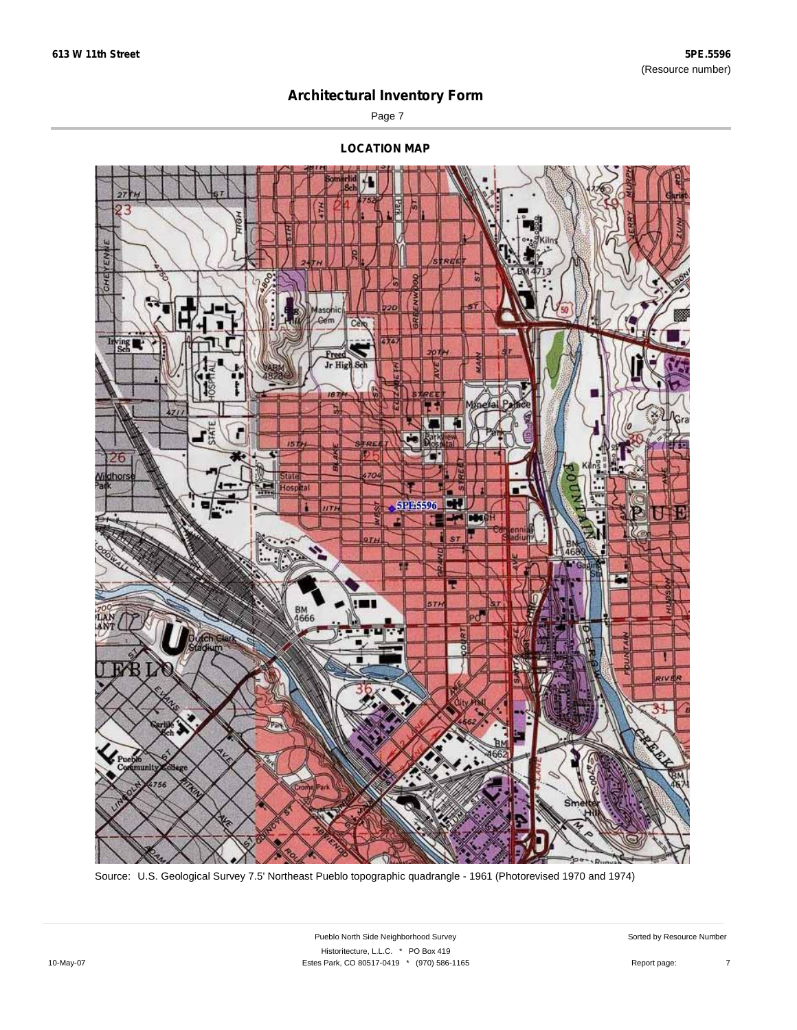# Architectural Inventory Form

## LOCATION MAP

Source: U.S. Geological Survey 7.5' Northeast Pueblo topographic quadrangle - 1961 (Photorevised 1970 and 1974)